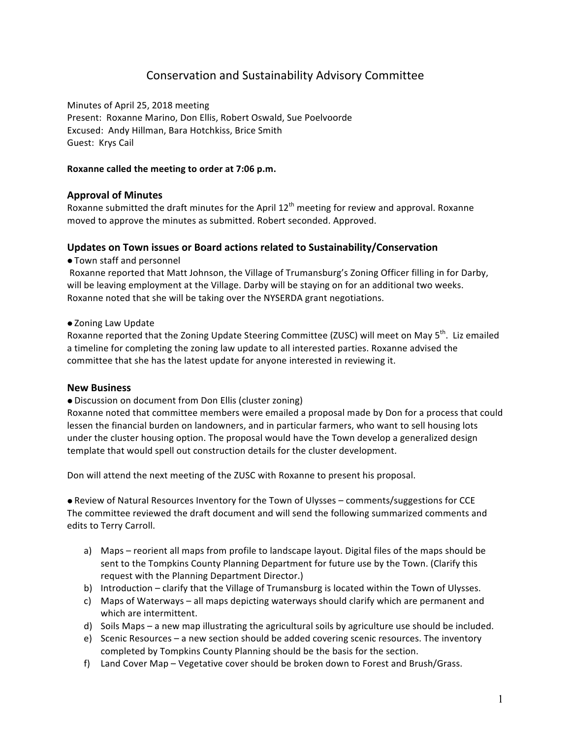# Conservation and Sustainability Advisory Committee

Minutes of April 25, 2018 meeting
Present: Roxanne Marino, Don Ellis, Robert Oswald, Sue Poelvoorde
Excused: Andy Hillman, Bara Hotchkiss, Brice Smith
Guest: Krys Cail

**Roxanne called the meeting to order at 7:06 p.m.**

## Approval of Minutes

Roxanne submitted the draft minutes for the April 12th meeting for review and approval. Roxanne moved to approve the minutes as submitted. Robert seconded. Approved.

## Updates on Town issues or Board actions related to Sustainability/Conservation

- Town staff and personnel

Roxanne reported that Matt Johnson, the Village of Trumansburg's Zoning Officer filling in for Darby, will be leaving employment at the Village. Darby will be staying on for an additional two weeks. Roxanne noted that she will be taking over the NYSERDA grant negotiations.

- Zoning Law Update

Roxanne reported that the Zoning Update Steering Committee (ZUSC) will meet on May 5th. Liz emailed a timeline for completing the zoning law update to all interested parties. Roxanne advised the committee that she has the latest update for anyone interested in reviewing it.

## New Business

- Discussion on document from Don Ellis (cluster zoning)

Roxanne noted that committee members were emailed a proposal made by Don for a process that could lessen the financial burden on landowners, and in particular farmers, who want to sell housing lots under the cluster housing option. The proposal would have the Town develop a generalized design template that would spell out construction details for the cluster development.

Don will attend the next meeting of the ZUSC with Roxanne to present his proposal.

- Review of Natural Resources Inventory for the Town of Ulysses – comments/suggestions for CCE

The committee reviewed the draft document and will send the following summarized comments and edits to Terry Carroll.

a) Maps – reorient all maps from profile to landscape layout. Digital files of the maps should be sent to the Tompkins County Planning Department for future use by the Town. (Clarify this request with the Planning Department Director.)
b) Introduction – clarify that the Village of Trumansburg is located within the Town of Ulysses.
c) Maps of Waterways – all maps depicting waterways should clarify which are permanent and which are intermittent.
d) Soils Maps – a new map illustrating the agricultural soils by agriculture use should be included.
e) Scenic Resources – a new section should be added covering scenic resources. The inventory completed by Tompkins County Planning should be the basis for the section.
f) Land Cover Map – Vegetative cover should be broken down to Forest and Brush/Grass.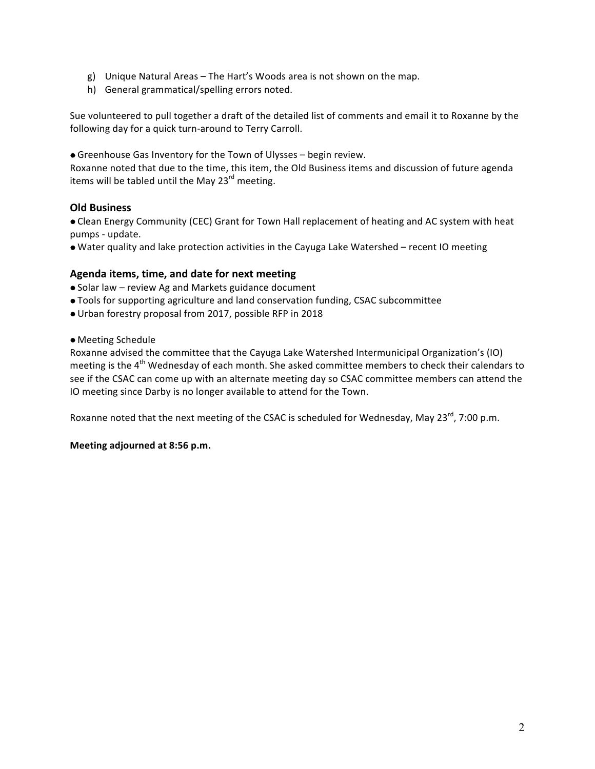g) Unique Natural Areas – The Hart's Woods area is not shown on the map.
h) General grammatical/spelling errors noted.

Sue volunteered to pull together a draft of the detailed list of comments and email it to Roxanne by the following day for a quick turn-around to Terry Carroll.

- Greenhouse Gas Inventory for the Town of Ulysses – begin review.

Roxanne noted that due to the time, this item, the Old Business items and discussion of future agenda items will be tabled until the May 23rd meeting.

## Old Business

- Clean Energy Community (CEC) Grant for Town Hall replacement of heating and AC system with heat pumps - update.
- Water quality and lake protection activities in the Cayuga Lake Watershed – recent IO meeting

## Agenda items, time, and date for next meeting

- Solar law – review Ag and Markets guidance document
- Tools for supporting agriculture and land conservation funding, CSAC subcommittee
- Urban forestry proposal from 2017, possible RFP in 2018

- Meeting Schedule

Roxanne advised the committee that the Cayuga Lake Watershed Intermunicipal Organization's (IO) meeting is the 4th Wednesday of each month. She asked committee members to check their calendars to see if the CSAC can come up with an alternate meeting day so CSAC committee members can attend the IO meeting since Darby is no longer available to attend for the Town.

Roxanne noted that the next meeting of the CSAC is scheduled for Wednesday, May 23rd, 7:00 p.m.

**Meeting adjourned at 8:56 p.m.**